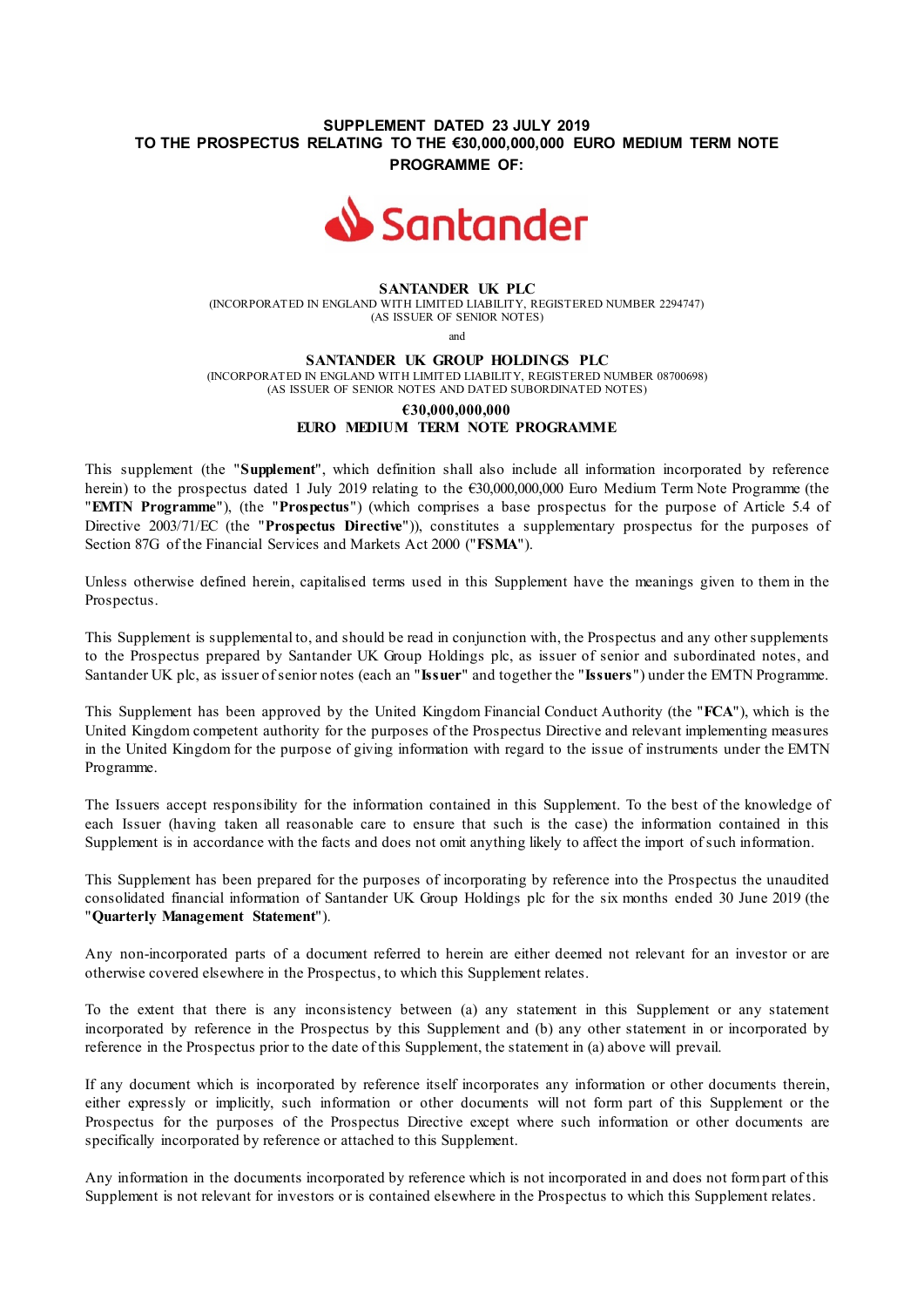**SUPPLEMENT DATED 23 JULY 2019**
**TO THE PROSPECTUS RELATING TO THE €30,000,000,000 EURO MEDIUM TERM NOTE PROGRAMME OF:**

Santander

**SANTANDER UK PLC**
(INCORPORATED IN ENGLAND WITH LIMITED LIABILITY, REGISTERED NUMBER 2294747)
(AS ISSUER OF SENIOR NOTES)

and

**SANTANDER UK GROUP HOLDINGS PLC**
(INCORPORATED IN ENGLAND WITH LIMITED LIABILITY, REGISTERED NUMBER 08700698)
(AS ISSUER OF SENIOR NOTES AND DATED SUBORDINATED NOTES)

**€30,000,000,000**
**EURO MEDIUM TERM NOTE PROGRAMME**

This supplement (the "**Supplement**", which definition shall also include all information incorporated by reference herein) to the prospectus dated 1 July 2019 relating to the €30,000,000,000 Euro Medium Term Note Programme (the "**EMTN Programme**"), (the "**Prospectus**") (which comprises a base prospectus for the purpose of Article 5.4 of Directive 2003/71/EC (the "**Prospectus Directive**")), constitutes a supplementary prospectus for the purposes of Section 87G of the Financial Services and Markets Act 2000 ("**FSMA**").

Unless otherwise defined herein, capitalised terms used in this Supplement have the meanings given to them in the Prospectus.

This Supplement is supplemental to, and should be read in conjunction with, the Prospectus and any other supplements to the Prospectus prepared by Santander UK Group Holdings plc, as issuer of senior and subordinated notes, and Santander UK plc, as issuer of senior notes (each an "**Issuer**" and together the "**Issuers**") under the EMTN Programme.

This Supplement has been approved by the United Kingdom Financial Conduct Authority (the "**FCA**"), which is the United Kingdom competent authority for the purposes of the Prospectus Directive and relevant implementing measures in the United Kingdom for the purpose of giving information with regard to the issue of instruments under the EMTN Programme.

The Issuers accept responsibility for the information contained in this Supplement. To the best of the knowledge of each Issuer (having taken all reasonable care to ensure that such is the case) the information contained in this Supplement is in accordance with the facts and does not omit anything likely to affect the import of such information.

This Supplement has been prepared for the purposes of incorporating by reference into the Prospectus the unaudited consolidated financial information of Santander UK Group Holdings plc for the six months ended 30 June 2019 (the "**Quarterly Management Statement**").

Any non-incorporated parts of a document referred to herein are either deemed not relevant for an investor or are otherwise covered elsewhere in the Prospectus, to which this Supplement relates.

To the extent that there is any inconsistency between (a) any statement in this Supplement or any statement incorporated by reference in the Prospectus by this Supplement and (b) any other statement in or incorporated by reference in the Prospectus prior to the date of this Supplement, the statement in (a) above will prevail.

If any document which is incorporated by reference itself incorporates any information or other documents therein, either expressly or implicitly, such information or other documents will not form part of this Supplement or the Prospectus for the purposes of the Prospectus Directive except where such information or other documents are specifically incorporated by reference or attached to this Supplement.

Any information in the documents incorporated by reference which is not incorporated in and does not form part of this Supplement is not relevant for investors or is contained elsewhere in the Prospectus to which this Supplement relates.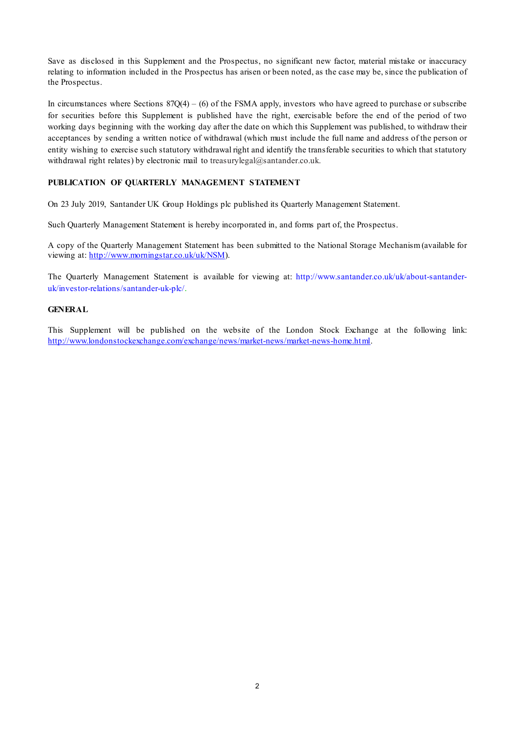Save as disclosed in this Supplement and the Prospectus, no significant new factor, material mistake or inaccuracy relating to information included in the Prospectus has arisen or been noted, as the case may be, since the publication of the Prospectus.

In circumstances where Sections 87Q(4) – (6) of the FSMA apply, investors who have agreed to purchase or subscribe for securities before this Supplement is published have the right, exercisable before the end of the period of two working days beginning with the working day after the date on which this Supplement was published, to withdraw their acceptances by sending a written notice of withdrawal (which must include the full name and address of the person or entity wishing to exercise such statutory withdrawal right and identify the transferable securities to which that statutory withdrawal right relates) by electronic mail to treasurylegal@santander.co.uk.

**PUBLICATION OF QUARTERLY MANAGEMENT STATEMENT**

On 23 July 2019, Santander UK Group Holdings plc published its Quarterly Management Statement.

Such Quarterly Management Statement is hereby incorporated in, and forms part of, the Prospectus.

A copy of the Quarterly Management Statement has been submitted to the National Storage Mechanism (available for viewing at: http://www.morningstar.co.uk/uk/NSM).

The Quarterly Management Statement is available for viewing at: http://www.santander.co.uk/uk/about-santander-uk/investor-relations/santander-uk-plc/.

**GENERAL**

This Supplement will be published on the website of the London Stock Exchange at the following link: http://www.londonstockexchange.com/exchange/news/market-news/market-news-home.html.